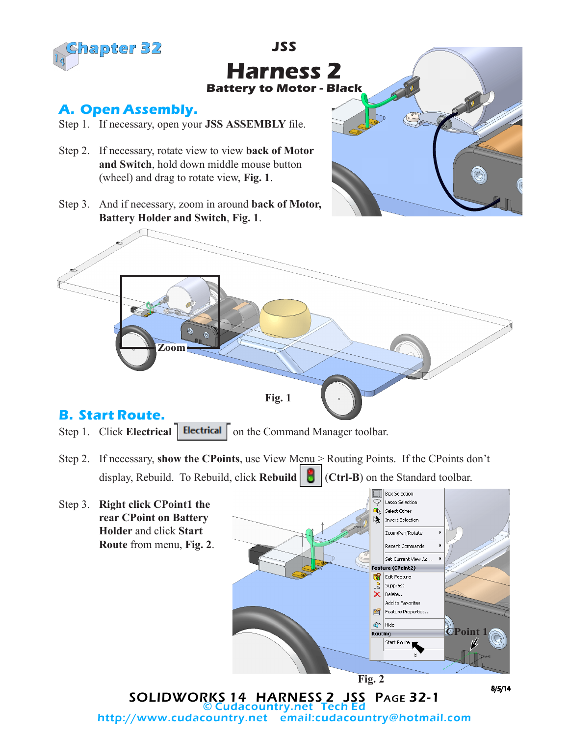Chapter 32

# JSS

# Harness 2

### Battery to Motor - Black

## A. Open Assembly.

Step 1. If necessary, open your **JSS ASSEMBLY** file.

Step 2. If necessary, rotate view to view **back of Motor and Switch**, hold down middle mouse button (wheel) and drag to rotate view, **Fig. 1**.

Step 3. And if necessary, zoom in around **back of Motor, Battery Holder and Switch**, **Fig. 1**.

Zoom

**Fig. 1**

## B. Start Route.

Step 1. Click **Electrical** [Electrical] on the Command Manager toolbar.

Step 2. If necessary, **show the CPoints**, use View Menu > Routing Points. If the CPoints don't display, Rebuild. To Rebuild, click **Rebuild** (**Ctrl-B**) on the Standard toolbar.

Step 3. **Right click CPoint1 the rear CPoint on Battery Holder** and click **Start Route** from menu, **Fig. 2**.

CPoint 1

**Fig. 2**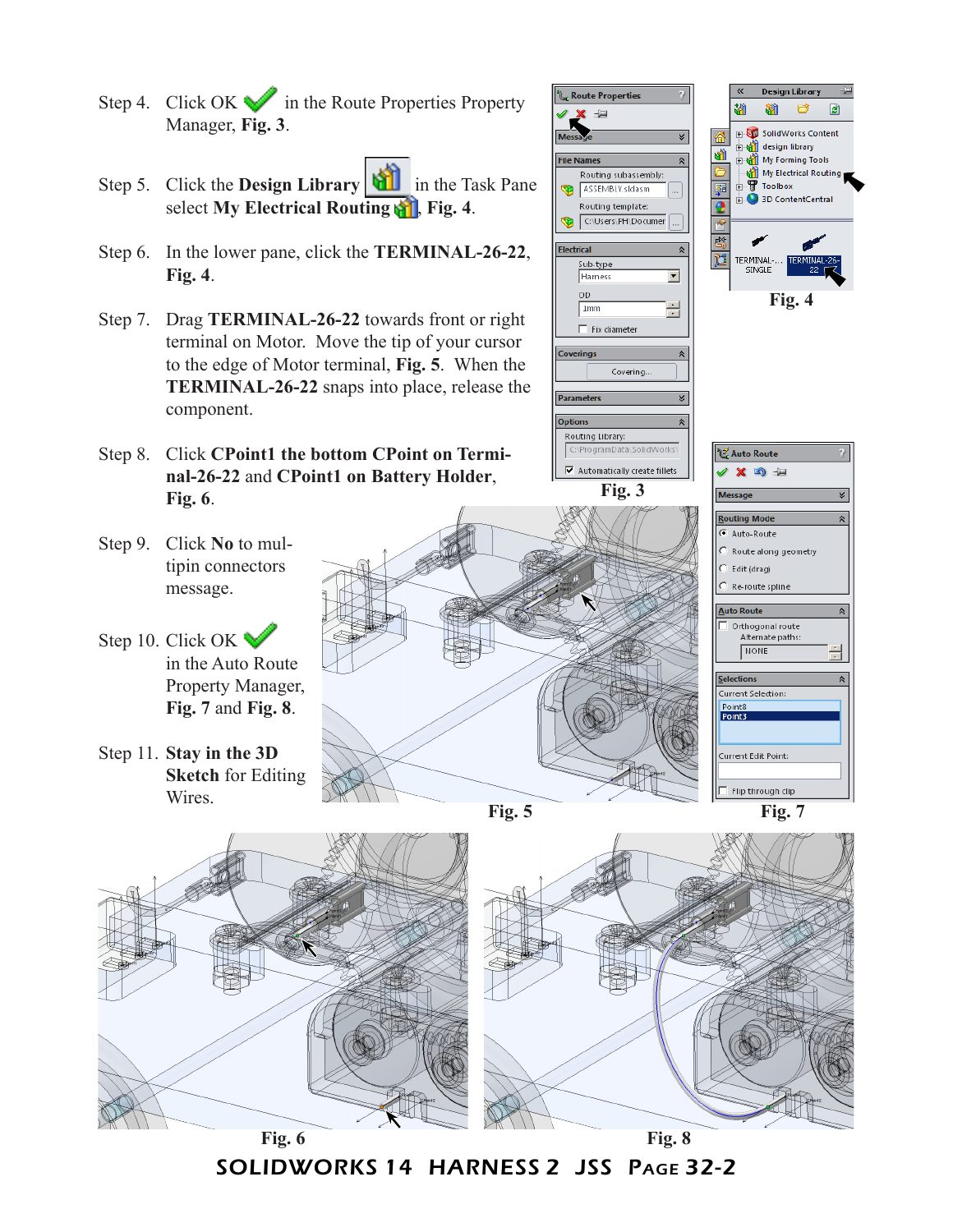Step 4. Click OK in the Route Properties Property Manager, **Fig. 3**.

Step 5. Click the **Design Library** in the Task Pane select **My Electrical Routing**, **Fig. 4**.

Step 6. In the lower pane, click the **TERMINAL-26-22**, **Fig. 4**.

Step 7. Drag **TERMINAL-26-22** towards front or right terminal on Motor. Move the tip of your cursor to the edge of Motor terminal, **Fig. 5**. When the **TERMINAL-26-22** snaps into place, release the component.

Step 8. Click **CPoint1 the bottom CPoint on Terminal-26-22** and **CPoint1 on Battery Holder**, **Fig. 6**.

Step 9. Click **No** to multipin connectors message.

Step 10. Click OK in the Auto Route Property Manager, **Fig. 7** and **Fig. 8**.

Step 11. **Stay in the 3D Sketch** for Editing Wires.

Fig. 3

Fig. 4

Fig. 5

Fig. 7

Fig. 6

Fig. 8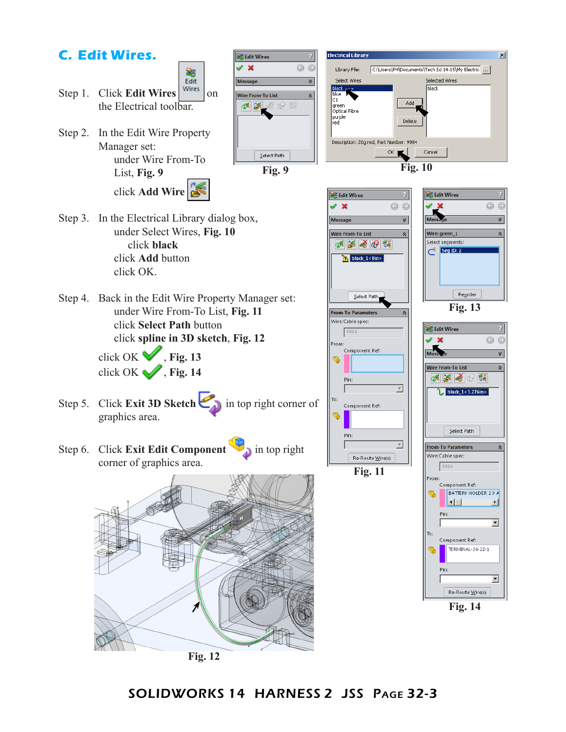## C. Edit Wires.

Step 1. Click **Edit Wires** on the Electrical toolbar.

Step 2. In the Edit Wire Property Manager set:
   under Wire From-To List, **Fig. 9**
   click **Add Wire**

Step 3. In the Electrical Library dialog box,
   under Select Wires, **Fig. 10**
      click **black**
   click **Add** button
   click OK.

Step 4. Back in the Edit Wire Property Manager set:
   under Wire From-To List, **Fig. 11**
   click **Select Path** button
   click **spline in 3D sketch**, **Fig. 12**

   click OK, **Fig. 13**
   click OK, **Fig. 14**

Step 5. Click **Exit 3D Sketch** in top right corner of graphics area.

Step 6. Click **Exit Edit Component** in top right corner of graphics area.

Fig. 9

Fig. 10

Fig. 11

Fig. 12

Fig. 13

Fig. 14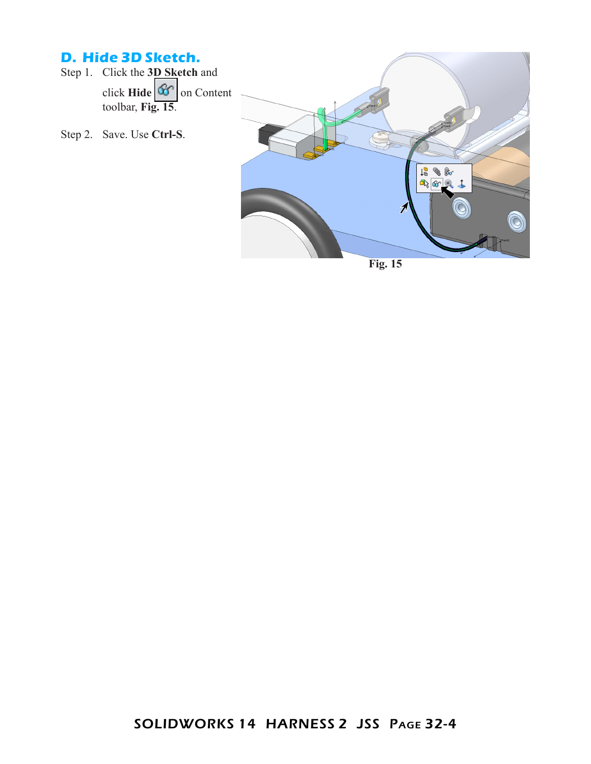## D. Hide 3D Sketch.

Step 1. Click the **3D Sketch** and click **Hide** on Content toolbar, **Fig. 15**.

Step 2. Save. Use **Ctrl-S**.

**Fig. 15**